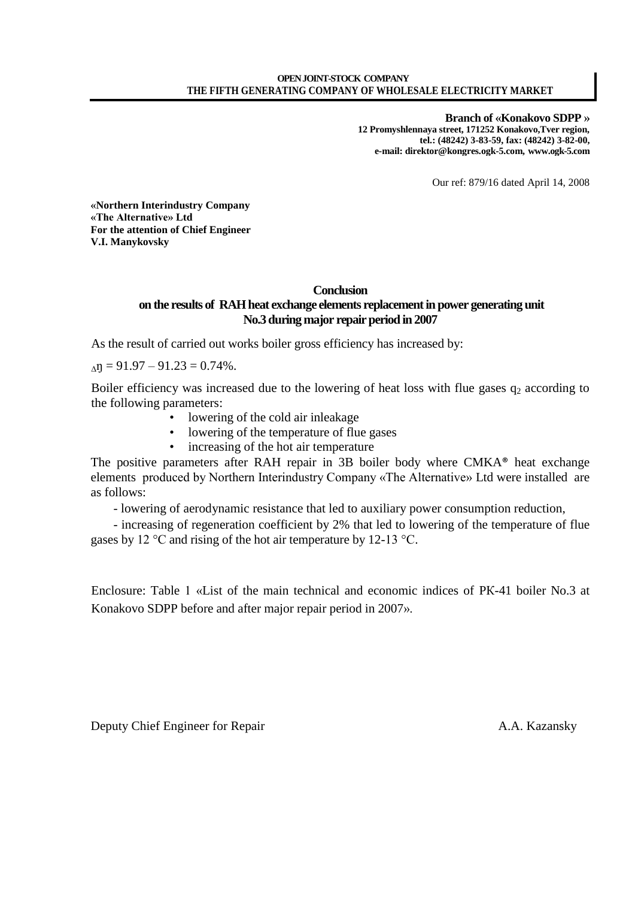**OPEN JOINT-STOCK COMPANY**
**THE FIFTH GENERATING COMPANY OF WHOLESALE ELECTRICITY MARKET**

**Branch of «Konakovo SDPP »**
**12 Promyshlennaya street, 171252 Konakovo,Tver region,**
**tel.: (48242) 3-83-59, fax: (48242) 3-82-00,**
**e-mail: direktor@kongres.ogk-5.com, www.ogk-5.com**

Our ref: 879/16 dated April 14, 2008

**«Northern Interindustry Company**
**«The Alternative» Ltd**
**For the attention of Chief Engineer**
**V.I. Manykovsky**

## Conclusion
## on the results of RAH heat exchange elements replacement in power generating unit No.3 during major repair period in 2007

As the result of carried out works boiler gross efficiency has increased by:

$\Delta\eta = 91.97 - 91.23 = 0.74\%$.

Boiler efficiency was increased due to the lowering of heat loss with flue gases $q_2$ according to the following parameters:

- lowering of the cold air inleakage
- lowering of the temperature of flue gases
- increasing of the hot air temperature

The positive parameters after RAH repair in 3B boiler body where CMKA® heat exchange elements produced by Northern Interindustry Company «The Alternative» Ltd were installed are as follows:

- lowering of aerodynamic resistance that led to auxiliary power consumption reduction,
- increasing of regeneration coefficient by 2% that led to lowering of the temperature of flue gases by 12 °C and rising of the hot air temperature by 12-13 °C.

Enclosure: Table 1 «List of the main technical and economic indices of PK-41 boiler No.3 at Konakovo SDPP before and after major repair period in 2007».

Deputy Chief Engineer for Repair A.A. Kazansky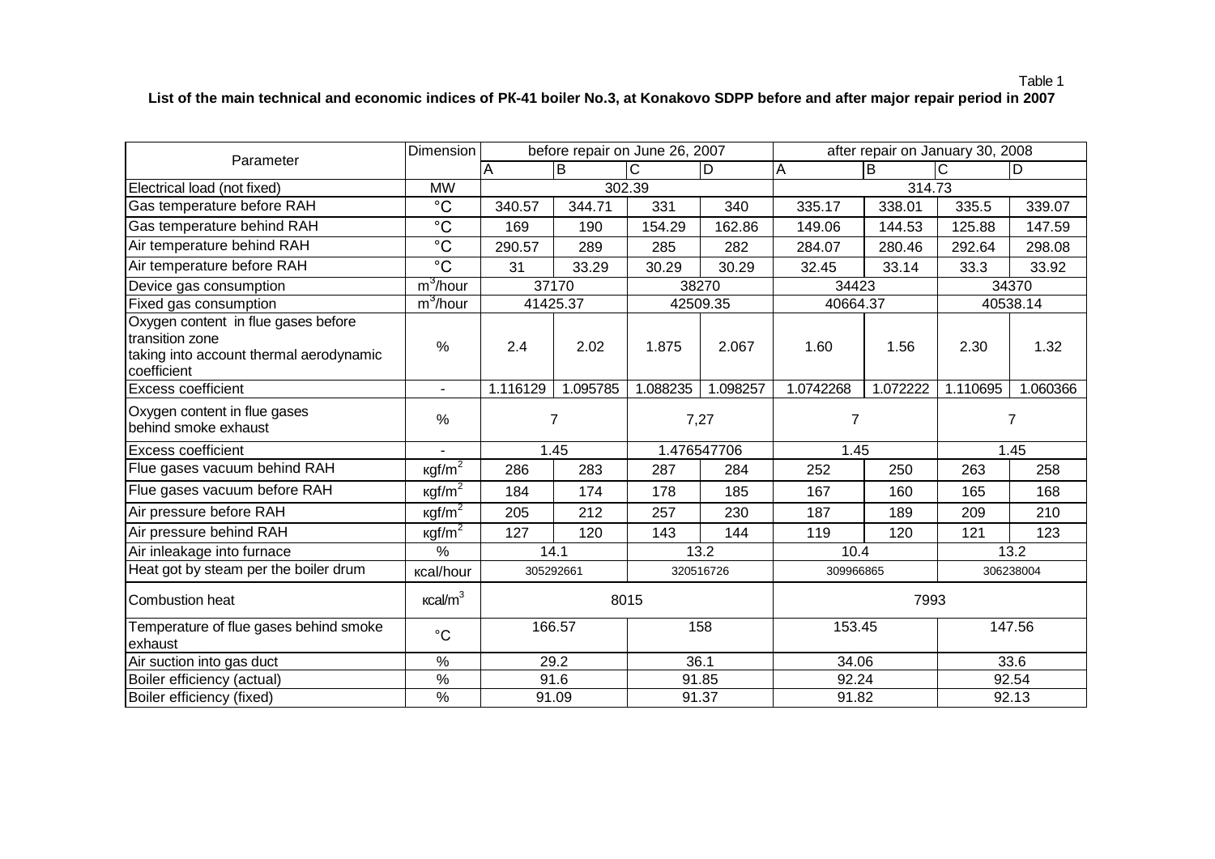Table 1

**List of the main technical and economic indices of PK-41 boiler No.3, at Konakovo SDPP before and after major repair period in 2007**

| Parameter | Dimension | before repair on June 26, 2007 | | | | after repair on January 30, 2008 | | | |
|---|---|---|---|---|---|---|---|---|---|
| | | A | B | C | D | A | B | C | D |
| Electrical load (not fixed) | MW | 302.39 | | | | 314.73 | | | |
| Gas temperature before RAH | °C | 340.57 | 344.71 | 331 | 340 | 335.17 | 338.01 | 335.5 | 339.07 |
| Gas temperature behind RAH | °C | 169 | 190 | 154.29 | 162.86 | 149.06 | 144.53 | 125.88 | 147.59 |
| Air temperature behind RAH | °C | 290.57 | 289 | 285 | 282 | 284.07 | 280.46 | 292.64 | 298.08 |
| Air temperature before RAH | °C | 31 | 33.29 | 30.29 | 30.29 | 32.45 | 33.14 | 33.3 | 33.92 |
| Device gas consumption | $m^3$/hour | 37170 | | 38270 | | 34423 | | 34370 | |
| Fixed gas consumption | $m^3$/hour | 41425.37 | | 42509.35 | | 40664.37 | | 40538.14 | |
| Oxygen content in flue gases before transition zone taking into account thermal aerodynamic coefficient | % | 2.4 | 2.02 | 1.875 | 2.067 | 1.60 | 1.56 | 2.30 | 1.32 |
| Excess coefficient | - | 1.116129 | 1.095785 | 1.088235 | 1.098257 | 1.0742268 | 1.072222 | 1.110695 | 1.060366 |
| Oxygen content in flue gases behind smoke exhaust | % | 7 | | 7,27 | | 7 | | 7 | |
| Excess coefficient | - | 1.45 | | 1.476547706 | | 1.45 | | 1.45 | |
| Flue gases vacuum behind RAH | кgf/$m^2$ | 286 | 283 | 287 | 284 | 252 | 250 | 263 | 258 |
| Flue gases vacuum before RAH | кgf/$m^2$ | 184 | 174 | 178 | 185 | 167 | 160 | 165 | 168 |
| Air pressure before RAH | кgf/$m^2$ | 205 | 212 | 257 | 230 | 187 | 189 | 209 | 210 |
| Air pressure behind RAH | кgf/$m^2$ | 127 | 120 | 143 | 144 | 119 | 120 | 121 | 123 |
| Air inleakage into furnace | % | 14.1 | | 13.2 | | 10.4 | | 13.2 | |
| Heat got by steam per the boiler drum | кcal/hour | 305292661 | | 320516726 | | 309966865 | | 306238004 | |
| Combustion heat | кcal/$m^3$ | 8015 | | | | 7993 | | | |
| Temperature of flue gases behind smoke exhaust | °C | 166.57 | | 158 | | 153.45 | | 147.56 | |
| Air suction into gas duct | % | 29.2 | | 36.1 | | 34.06 | | 33.6 | |
| Boiler efficiency (actual) | % | 91.6 | | 91.85 | | 92.24 | | 92.54 | |
| Boiler efficiency (fixed) | % | 91.09 | | 91.37 | | 91.82 | | 92.13 | |